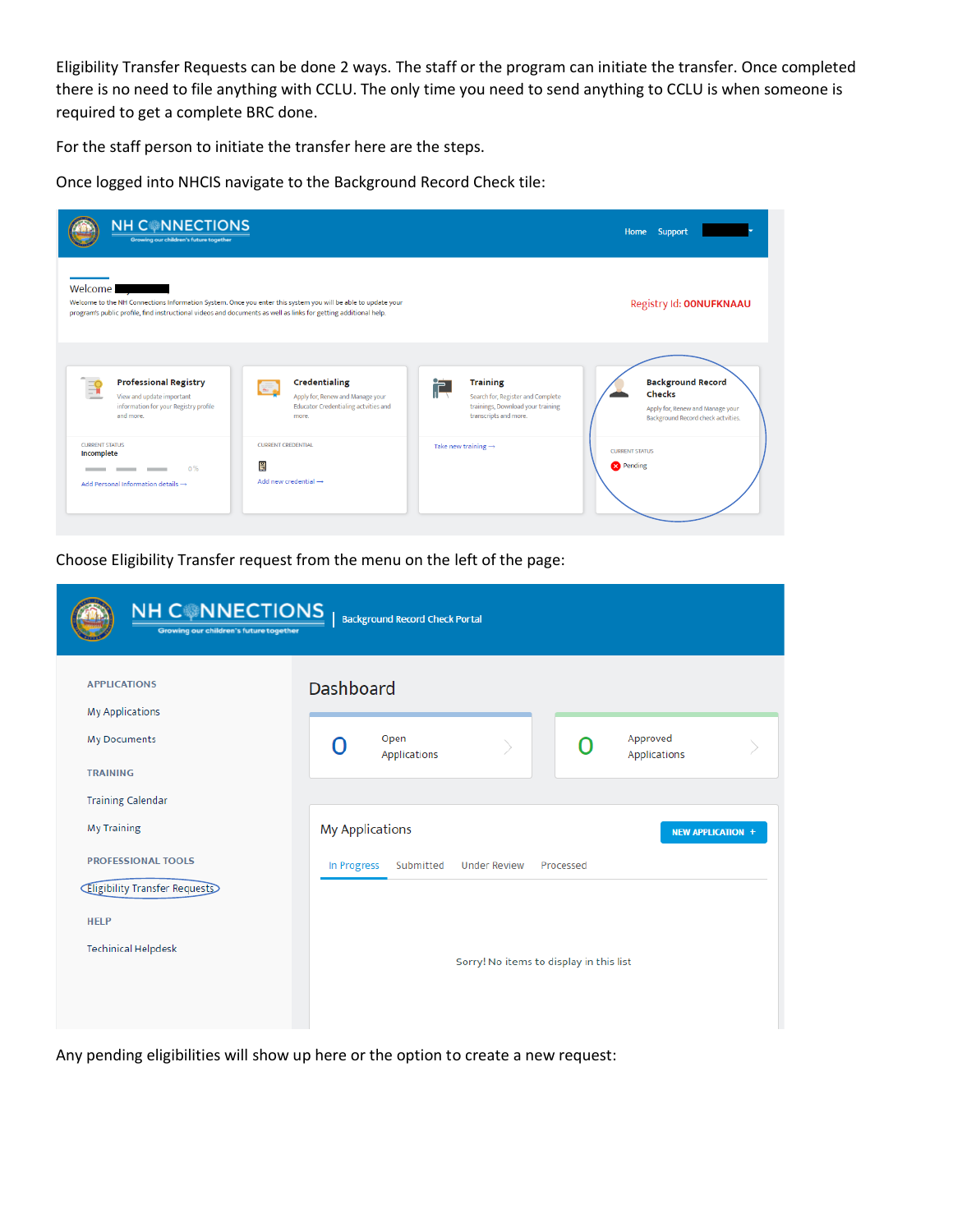Eligibility Transfer Requests can be done 2 ways. The staff or the program can initiate the transfer. Once completed there is no need to file anything with CCLU. The only time you need to send anything to CCLU is when someone is required to get a complete BRC done.

For the staff person to initiate the transfer here are the steps.

Once logged into NHCIS navigate to the Background Record Check tile:

Choose Eligibility Transfer request from the menu on the left of the page:

Any pending eligibilities will show up here or the option to create a new request: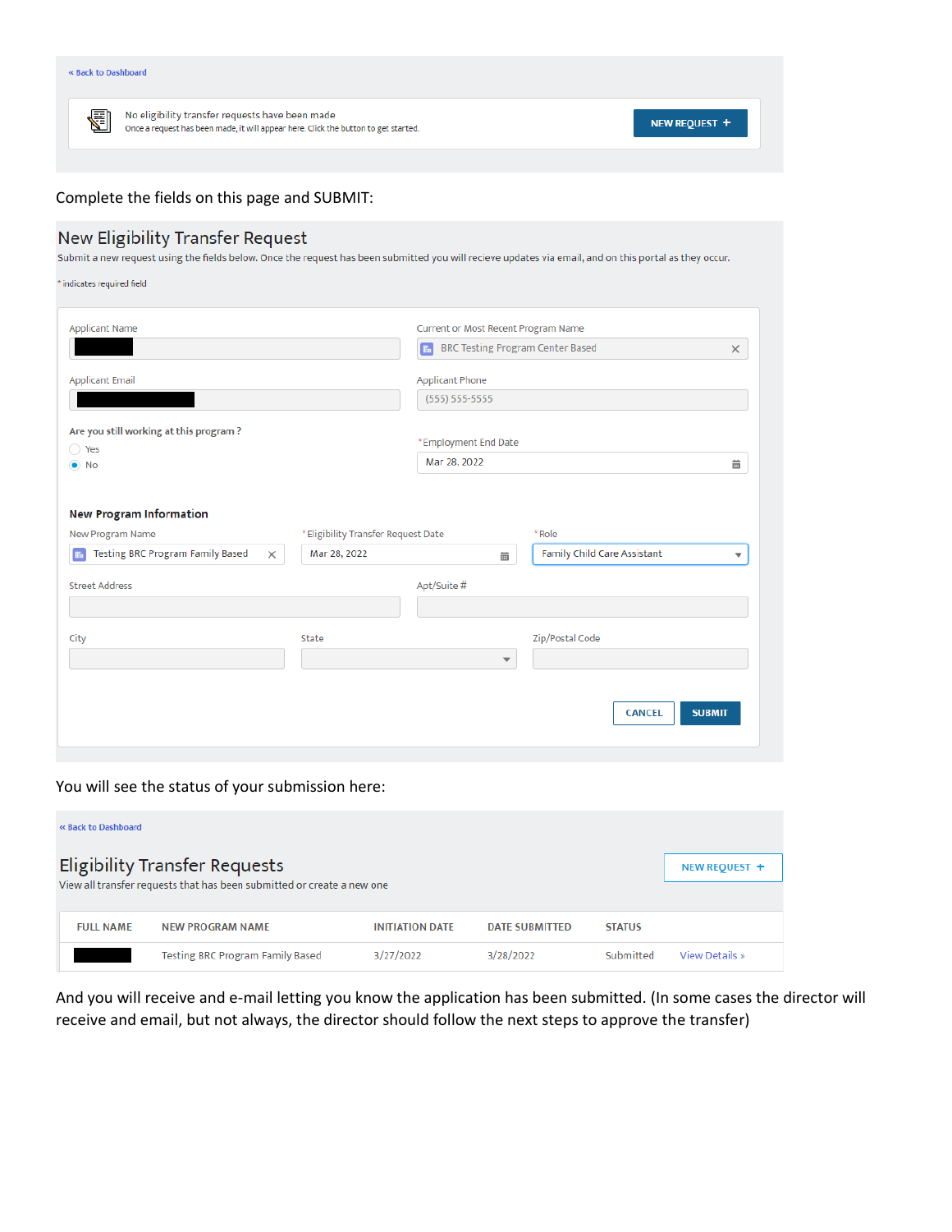« Back to Dashboard

No eligibility transfer requests have been made
Once a request has been made, it will appear here. Click the button to get started.

NEW REQUEST +

Complete the fields on this page and SUBMIT:

## New Eligibility Transfer Request

Submit a new request using the fields below. Once the request has been submitted you will recieve updates via email, and on this portal as they occur.

* indicates required field

Applicant Name

Current or Most Recent Program Name: BRC Testing Program Center Based

Applicant Email

Applicant Phone: (555) 555-5555

Are you still working at this program ?
- Yes
- No

*Employment End Date: Mar 28, 2022

**New Program Information**

New Program Name: Testing BRC Program Family Based

*Eligibility Transfer Request Date: Mar 28, 2022

*Role: Family Child Care Assistant

Street Address

Apt/Suite #

City

State

Zip/Postal Code

CANCEL SUBMIT

You will see the status of your submission here:

« Back to Dashboard

## Eligibility Transfer Requests

View all transfer requests that has been submitted or create a new one

NEW REQUEST +

| FULL NAME | NEW PROGRAM NAME | INITIATION DATE | DATE SUBMITTED | STATUS | |
|---|---|---|---|---|---|
| | Testing BRC Program Family Based | 3/27/2022 | 3/28/2022 | Submitted | View Details » |

And you will receive and e-mail letting you know the application has been submitted. (In some cases the director will receive and email, but not always, the director should follow the next steps to approve the transfer)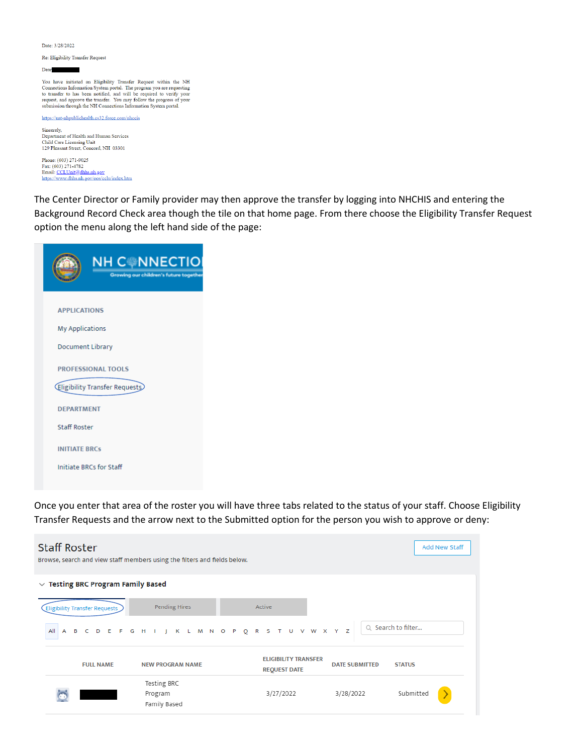Date: 3/28/2022

Re: Eligibility Transfer Request

Dear

You have initiated an Eligibility Transfer Request within the NH Connections Information System portal. The program you are requesting to transfer to has been notified, and will be required to verify your request, and approve the transfer. You may follow the progress of your submission through the NH Connections Information System portal.

https://uat-nhpublichealth.cs32.force.com/nhccis

Sincerely,
Department of Health and Human Services
Child Care Licensing Unit
129 Pleasant Street, Concord, NH 03301

Phone: (603) 271-9025
Fax: (603) 271-4782
Email: CCLUnit@dhhs.nh.gov
https://www.dhhs.nh.gov/oos/cclu/index.htm

The Center Director or Family provider may then approve the transfer by logging into NHCHIS and entering the Background Record Check area though the tile on that home page. From there choose the Eligibility Transfer Request option the menu along the left hand side of the page:

NH CONNECTIONS
Growing our children's future together

APPLICATIONS
- My Applications
- Document Library

PROFESSIONAL TOOLS
- Eligibility Transfer Requests

DEPARTMENT
- Staff Roster

INITIATE BRCs
- Initiate BRCs for Staff

Once you enter that area of the roster you will have three tabs related to the status of your staff. Choose Eligibility Transfer Requests and the arrow next to the Submitted option for the person you wish to approve or deny:

Staff Roster
Browse, search and view staff members using the filters and fields below.

Add New Staff

Testing BRC Program Family Based

Eligibility Transfer Requests | Pending Hires | Active

All A B C D E F G H I J K L M N O P Q R S T U V W X Y Z

Search to filter...

| FULL NAME | NEW PROGRAM NAME | ELIGIBILITY TRANSFER REQUEST DATE | DATE SUBMITTED | STATUS |
|---|---|---|---|---|
| | Testing BRC Program Family Based | 3/27/2022 | 3/28/2022 | Submitted |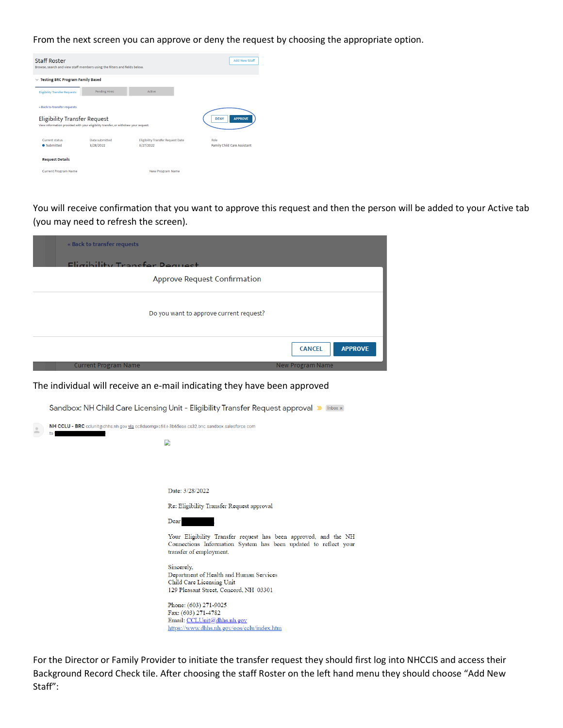From the next screen you can approve or deny the request by choosing the appropriate option.

Staff Roster
Browse, search and view staff members using the filters and fields below.

Add New Staff

Testing BRC Program Family Based

Eligibility Transfer Requests | Pending Hires | Active

« Back to transfer requests

Eligibility Transfer Request
View information provided with your eligibility transfer, or withdraw your request.

DENY | APPROVE

| Current status | Date submitted | Eligibility Transfer Request Date | Role |
|---|---|---|---|
| Submitted | 3/28/2022 | 3/27/2022 | Family Child Care Assistant |

Request Details

Current Program Name | New Program Name

You will receive confirmation that you want to approve this request and then the person will be added to your Active tab (you may need to refresh the screen).

« Back to transfer requests

Approve Request Confirmation

Do you want to approve current request?

CANCEL | APPROVE

Current Program Name | New Program Name

The individual will receive an e-mail indicating they have been approved

Sandbox: NH Child Care Licensing Unit - Eligibility Transfer Request approval

NH CCLU - BRC cclunit@dhhs.nh.gov via oc8duomgxc6ll.r-3b65eae.cs32.bnc.sandbox.salesforce.com
to

Date: 3/28/2022

Re: Eligibility Transfer Request approval

Dear

Your Eligibility Transfer request has been approved, and the NH Connections Information System has been updated to reflect your transfer of employment.

Sincerely,
Department of Health and Human Services
Child Care Licensing Unit
129 Pleasant Street, Concord, NH 03301

Phone: (603) 271-9025
Fax: (603) 271-4782
Email: CCLUnit@dhhs.nh.gov
https://www.dhhs.nh.gov/oos/cclu/index.htm

For the Director or Family Provider to initiate the transfer request they should first log into NHCCIS and access their Background Record Check tile. After choosing the staff Roster on the left hand menu they should choose "Add New Staff":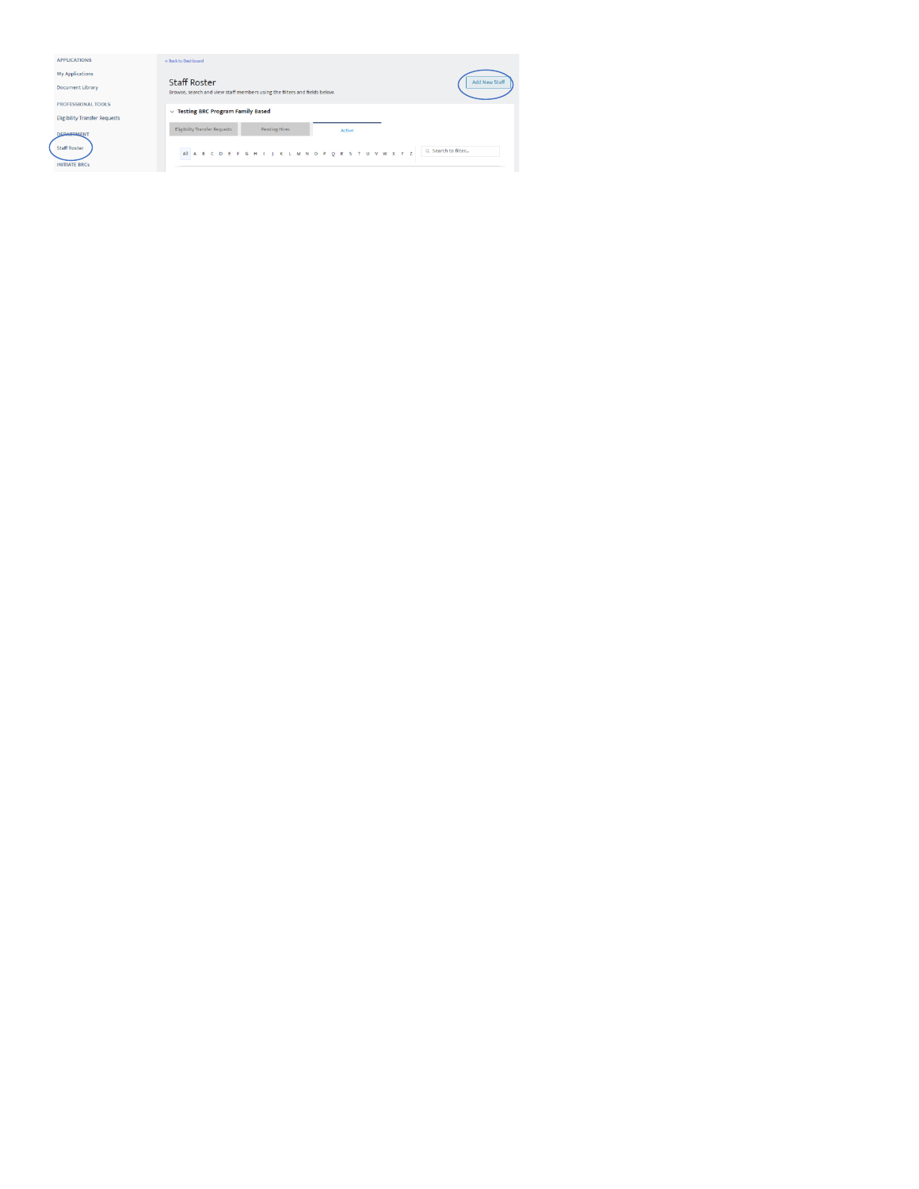APPLICATIONS

My Applications

Document Library

PROFESSIONAL TOOLS

Eligibility Transfer Requests

DEPARTMENT

Staff Roster

INITIATE BRCs

< Back to Dashboard

Staff Roster

Browse, search and view staff members using the filters and fields below.

Add New Staff

Testing BRC Program Family Based

Eligibility Transfer Requests | Pending Hires | Active

All A B C D E F G H I J K L M N O P Q R S T U V W X Y Z

Search to filter...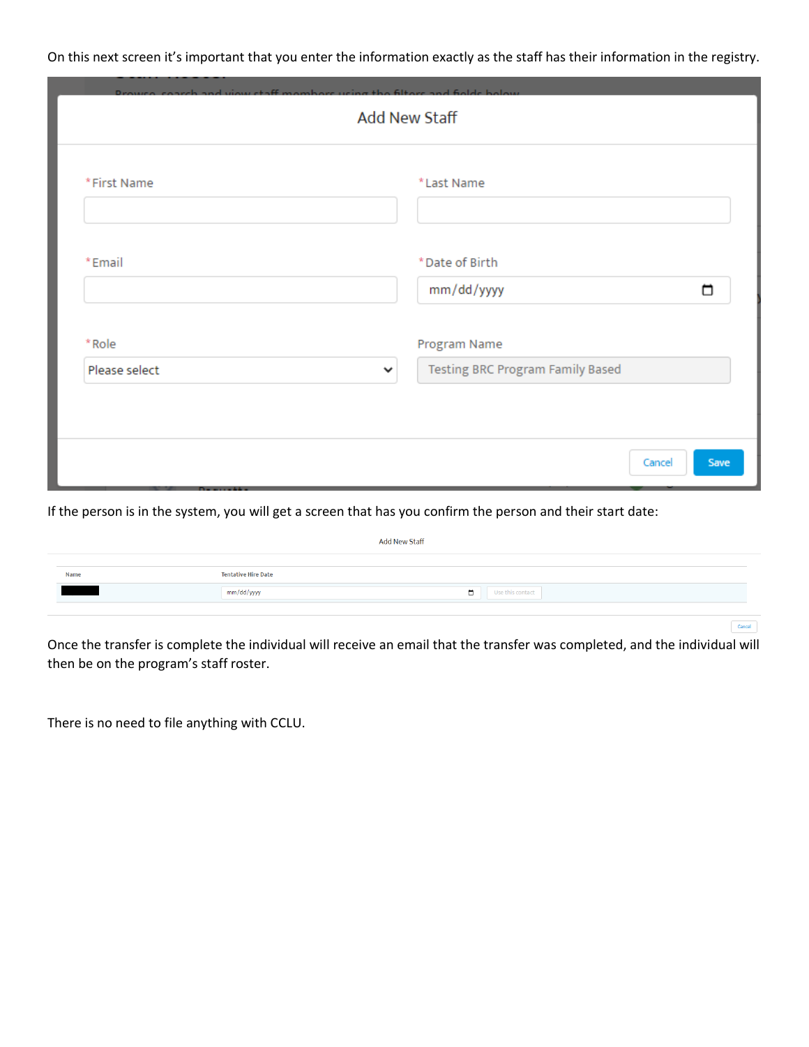On this next screen it's important that you enter the information exactly as the staff has their information in the registry.

Add New Staff

*First Name

*Last Name

*Email

*Date of Birth

mm/dd/yyyy

*Role

Please select

Program Name

Testing BRC Program Family Based

Cancel

Save

If the person is in the system, you will get a screen that has you confirm the person and their start date:

Add New Staff

| Name | Tentative Hire Date | |
|---|---|---|
| | mm/dd/yyyy | Use this contact |

Cancel

Once the transfer is complete the individual will receive an email that the transfer was completed, and the individual will then be on the program's staff roster.

There is no need to file anything with CCLU.